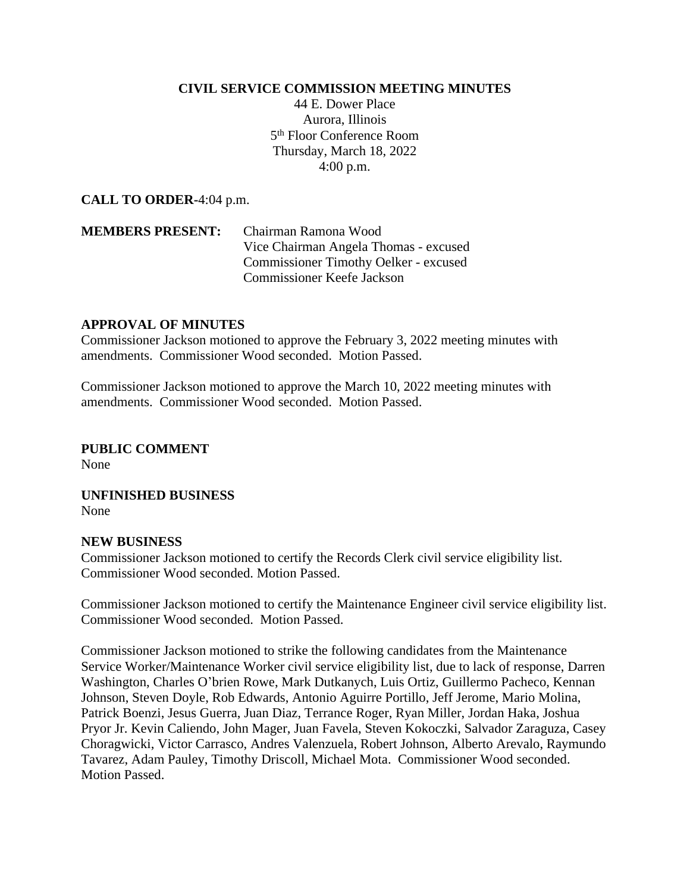# CIVIL SERVICE COMMISSION MEETING MINUTES

44 E. Dower Place
Aurora, Illinois
5th Floor Conference Room
Thursday, March 18, 2022
4:00 p.m.

**CALL TO ORDER**-4:04 p.m.

**MEMBERS PRESENT:** Chairman Ramona Wood
Vice Chairman Angela Thomas - excused
Commissioner Timothy Oelker - excused
Commissioner Keefe Jackson

**APPROVAL OF MINUTES**

Commissioner Jackson motioned to approve the February 3, 2022 meeting minutes with amendments. Commissioner Wood seconded. Motion Passed.

Commissioner Jackson motioned to approve the March 10, 2022 meeting minutes with amendments. Commissioner Wood seconded. Motion Passed.

**PUBLIC COMMENT**

None

**UNFINISHED BUSINESS**

None

**NEW BUSINESS**

Commissioner Jackson motioned to certify the Records Clerk civil service eligibility list. Commissioner Wood seconded. Motion Passed.

Commissioner Jackson motioned to certify the Maintenance Engineer civil service eligibility list. Commissioner Wood seconded. Motion Passed.

Commissioner Jackson motioned to strike the following candidates from the Maintenance Service Worker/Maintenance Worker civil service eligibility list, due to lack of response, Darren Washington, Charles O'brien Rowe, Mark Dutkanych, Luis Ortiz, Guillermo Pacheco, Kennan Johnson, Steven Doyle, Rob Edwards, Antonio Aguirre Portillo, Jeff Jerome, Mario Molina, Patrick Boenzi, Jesus Guerra, Juan Diaz, Terrance Roger, Ryan Miller, Jordan Haka, Joshua Pryor Jr. Kevin Caliendo, John Mager, Juan Favela, Steven Kokoczki, Salvador Zaraguza, Casey Choragwicki, Victor Carrasco, Andres Valenzuela, Robert Johnson, Alberto Arevalo, Raymundo Tavarez, Adam Pauley, Timothy Driscoll, Michael Mota. Commissioner Wood seconded. Motion Passed.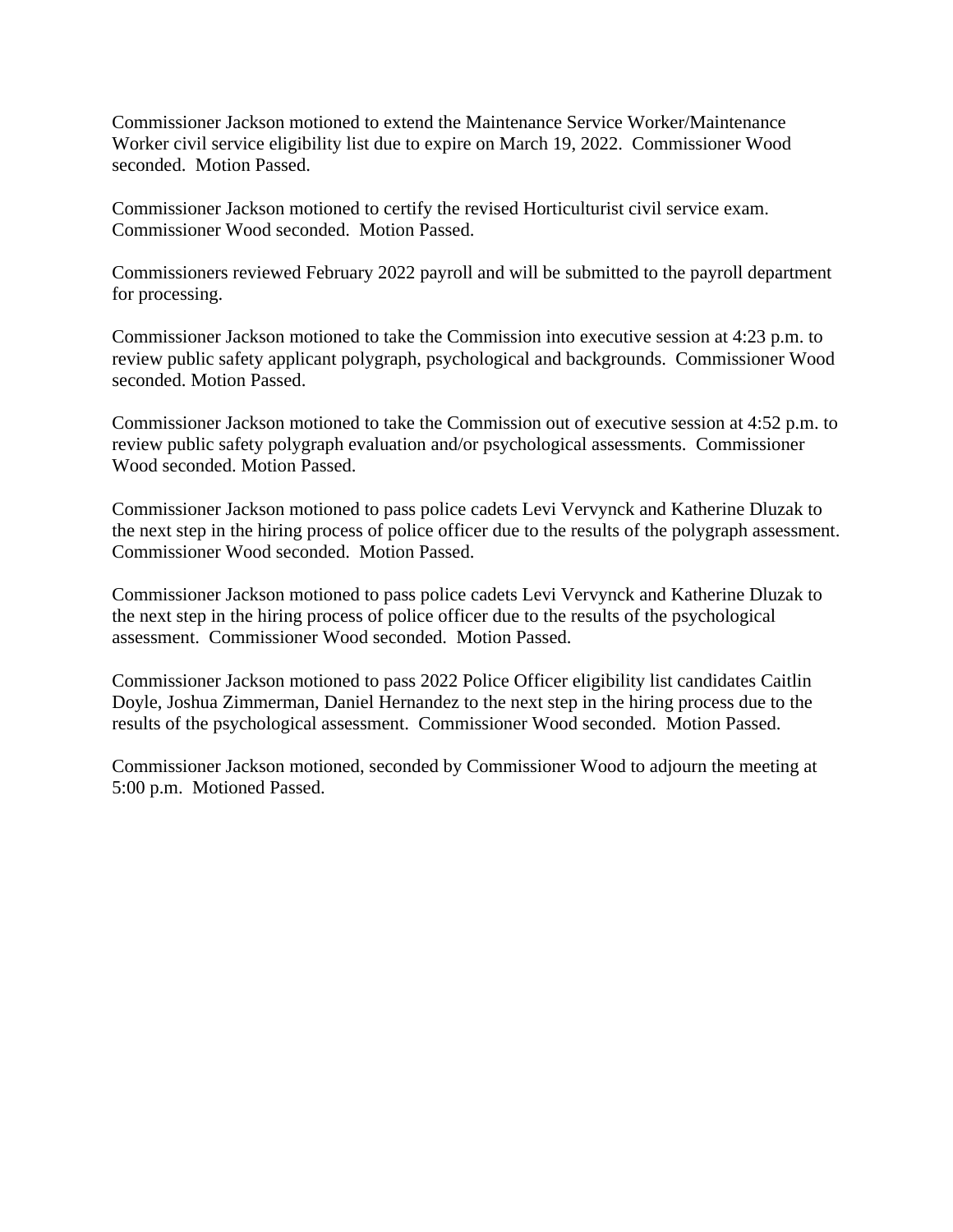Commissioner Jackson motioned to extend the Maintenance Service Worker/Maintenance Worker civil service eligibility list due to expire on March 19, 2022. Commissioner Wood seconded. Motion Passed.

Commissioner Jackson motioned to certify the revised Horticulturist civil service exam. Commissioner Wood seconded. Motion Passed.

Commissioners reviewed February 2022 payroll and will be submitted to the payroll department for processing.

Commissioner Jackson motioned to take the Commission into executive session at 4:23 p.m. to review public safety applicant polygraph, psychological and backgrounds. Commissioner Wood seconded. Motion Passed.

Commissioner Jackson motioned to take the Commission out of executive session at 4:52 p.m. to review public safety polygraph evaluation and/or psychological assessments. Commissioner Wood seconded. Motion Passed.

Commissioner Jackson motioned to pass police cadets Levi Vervynck and Katherine Dluzak to the next step in the hiring process of police officer due to the results of the polygraph assessment. Commissioner Wood seconded. Motion Passed.

Commissioner Jackson motioned to pass police cadets Levi Vervynck and Katherine Dluzak to the next step in the hiring process of police officer due to the results of the psychological assessment. Commissioner Wood seconded. Motion Passed.

Commissioner Jackson motioned to pass 2022 Police Officer eligibility list candidates Caitlin Doyle, Joshua Zimmerman, Daniel Hernandez to the next step in the hiring process due to the results of the psychological assessment. Commissioner Wood seconded. Motion Passed.

Commissioner Jackson motioned, seconded by Commissioner Wood to adjourn the meeting at 5:00 p.m. Motioned Passed.